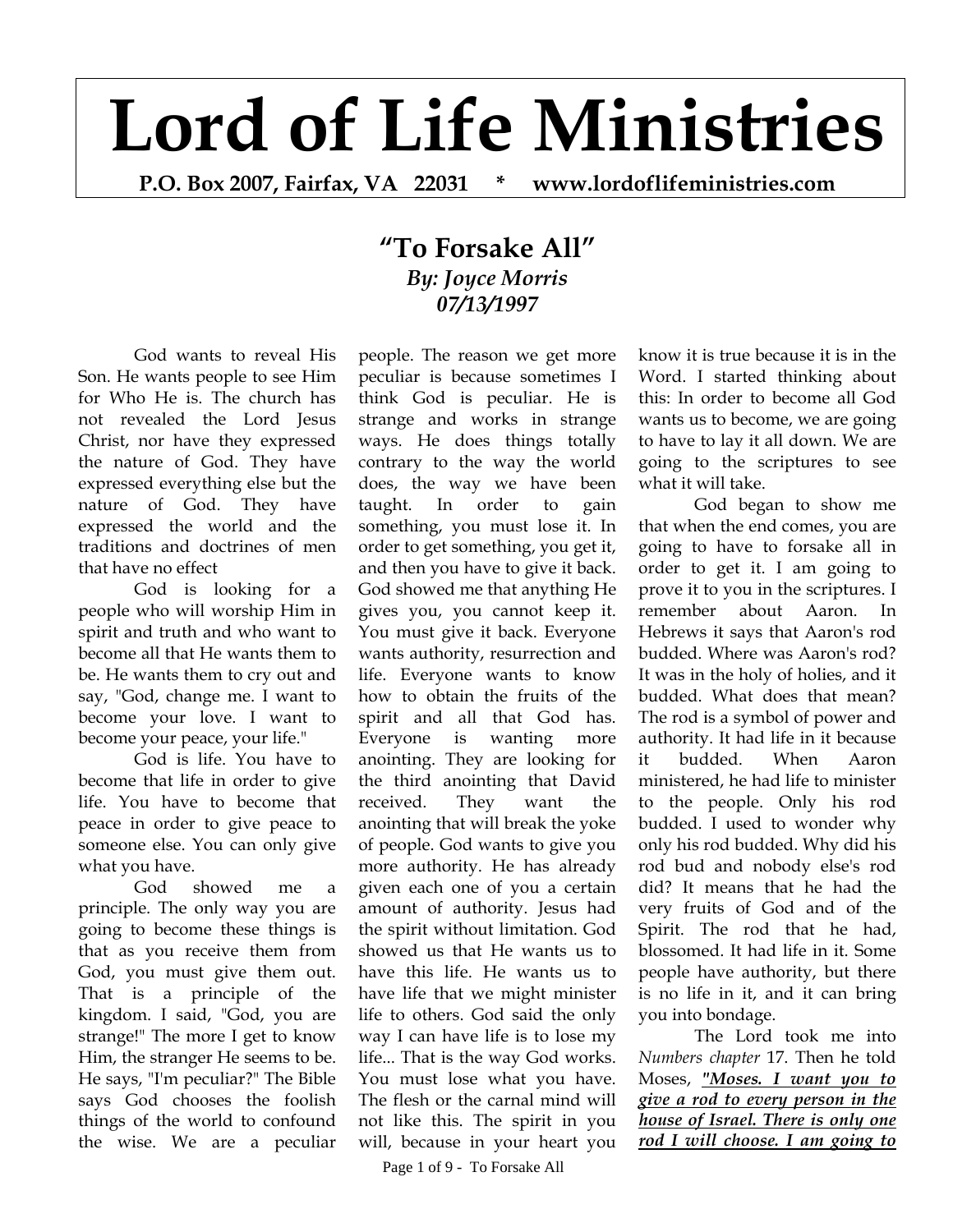# Lord of Life Ministries

**P.O. Box 2007, Fairfax, VA 22031 * www.lordoflifeministries.com**

## "To Forsake All"

***By: Joyce Morris***
***07/13/1997***

God wants to reveal His Son. He wants people to see Him for Who He is. The church has not revealed the Lord Jesus Christ, nor have they expressed the nature of God. They have expressed everything else but the nature of God. They have expressed the world and the traditions and doctrines of men that have no effect

God is looking for a people who will worship Him in spirit and truth and who want to become all that He wants them to be. He wants them to cry out and say, "God, change me. I want to become your love. I want to become your peace, your life."

God is life. You have to become that life in order to give life. You have to become that peace in order to give peace to someone else. You can only give what you have.

God showed me a principle. The only way you are going to become these things is that as you receive them from God, you must give them out. That is a principle of the kingdom. I said, "God, you are strange!" The more I get to know Him, the stranger He seems to be. He says, "I'm peculiar?" The Bible says God chooses the foolish things of the world to confound the wise. We are a peculiar people. The reason we get more peculiar is because sometimes I think God is peculiar. He is strange and works in strange ways. He does things totally contrary to the way the world does, the way we have been taught. In order to gain something, you must lose it. In order to get something, you get it, and then you have to give it back. God showed me that anything He gives you, you cannot keep it. You must give it back. Everyone wants authority, resurrection and life. Everyone wants to know how to obtain the fruits of the spirit and all that God has. Everyone is wanting more anointing. They are looking for the third anointing that David received. They want the anointing that will break the yoke of people. God wants to give you more authority. He has already given each one of you a certain amount of authority. Jesus had the spirit without limitation. God showed us that He wants us to have this life. He wants us to have life that we might minister life to others. God said the only way I can have life is to lose my life... That is the way God works. You must lose what you have. The flesh or the carnal mind will not like this. The spirit in you will, because in your heart you know it is true because it is in the Word. I started thinking about this: In order to become all God wants us to become, we are going to have to lay it all down. We are going to the scriptures to see what it will take.

God began to show me that when the end comes, you are going to have to forsake all in order to get it. I am going to prove it to you in the scriptures. I remember about Aaron. In Hebrews it says that Aaron's rod budded. Where was Aaron's rod? It was in the holy of holies, and it budded. What does that mean? The rod is a symbol of power and authority. It had life in it because it budded. When Aaron ministered, he had life to minister to the people. Only his rod budded. I used to wonder why only his rod budded. Why did his rod bud and nobody else's rod did? It means that he had the very fruits of God and of the Spirit. The rod that he had, blossomed. It had life in it. Some people have authority, but there is no life in it, and it can bring you into bondage.

The Lord took me into *Numbers chapter* 17. Then he told Moses, ***"Moses. I want you to give a rod to every person in the house of Israel. There is only one rod I will choose. I am going to***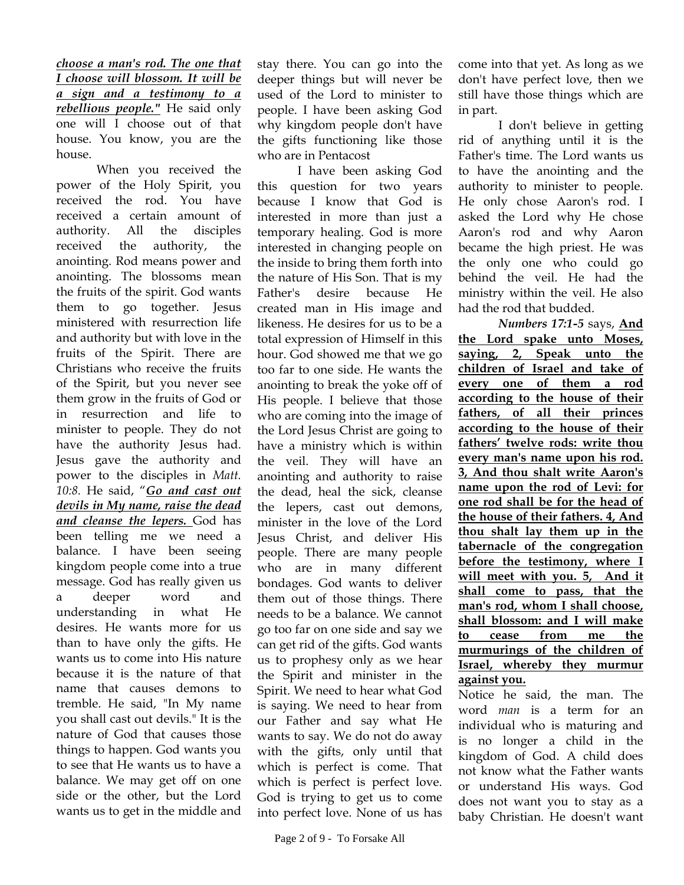***choose a man's rod. The one that I choose will blossom. It will be a sign and a testimony to a rebellious people."*** He said only one will I choose out of that house. You know, you are the house.

When you received the power of the Holy Spirit, you received the rod. You have received a certain amount of authority. All the disciples received the authority, the anointing. Rod means power and anointing. The blossoms mean the fruits of the spirit. God wants them to go together. Jesus ministered with resurrection life and authority but with love in the fruits of the Spirit. There are Christians who receive the fruits of the Spirit, but you never see them grow in the fruits of God or in resurrection and life to minister to people. They do not have the authority Jesus had. Jesus gave the authority and power to the disciples in *Matt. 10:8.* He said, "***Go and cast out devils in My name, raise the dead and cleanse the lepers.*** God has been telling me we need a balance. I have been seeing kingdom people come into a true message. God has really given us a deeper word and understanding in what He desires. He wants more for us than to have only the gifts. He wants us to come into His nature because it is the nature of that name that causes demons to tremble. He said, "In My name you shall cast out devils." It is the nature of God that causes those things to happen. God wants you to see that He wants us to have a balance. We may get off on one side or the other, but the Lord wants us to get in the middle and stay there. You can go into the deeper things but will never be used of the Lord to minister to people. I have been asking God why kingdom people don't have the gifts functioning like those who are in Pentacost

I have been asking God this question for two years because I know that God is interested in more than just a temporary healing. God is more interested in changing people on the inside to bring them forth into the nature of His Son. That is my Father's desire because He created man in His image and likeness. He desires for us to be a total expression of Himself in this hour. God showed me that we go too far to one side. He wants the anointing to break the yoke off of His people. I believe that those who are coming into the image of the Lord Jesus Christ are going to have a ministry which is within the veil. They will have an anointing and authority to raise the dead, heal the sick, cleanse the lepers, cast out demons, minister in the love of the Lord Jesus Christ, and deliver His people. There are many people who are in many different bondages. God wants to deliver them out of those things. There needs to be a balance. We cannot go too far on one side and say we can get rid of the gifts. God wants us to prophesy only as we hear the Spirit and minister in the Spirit. We need to hear what God is saying. We need to hear from our Father and say what He wants to say. We do not do away with the gifts, only until that which is perfect is come. That which is perfect is perfect love. God is trying to get us to come into perfect love. None of us has come into that yet. As long as we don't have perfect love, then we still have those things which are in part.

I don't believe in getting rid of anything until it is the Father's time. The Lord wants us to have the anointing and the authority to minister to people. He only chose Aaron's rod. I asked the Lord why He chose Aaron's rod and why Aaron became the high priest. He was the only one who could go behind the veil. He had the ministry within the veil. He also had the rod that budded.

***Numbers 17:1-5*** says, **And the Lord spake unto Moses, saying, 2, Speak unto the children of Israel and take of every one of them a rod according to the house of their fathers, of all their princes according to the house of their fathers' twelve rods: write thou every man's name upon his rod. 3, And thou shalt write Aaron's name upon the rod of Levi: for one rod shall be for the head of the house of their fathers. 4, And thou shalt lay them up in the tabernacle of the congregation before the testimony, where I will meet with you. 5, And it shall come to pass, that the man's rod, whom I shall choose, shall blossom: and I will make to cease from me the murmurings of the children of Israel, whereby they murmur against you.**

Notice he said, the man. The word *man* is a term for an individual who is maturing and is no longer a child in the kingdom of God. A child does not know what the Father wants or understand His ways. God does not want you to stay as a baby Christian. He doesn't want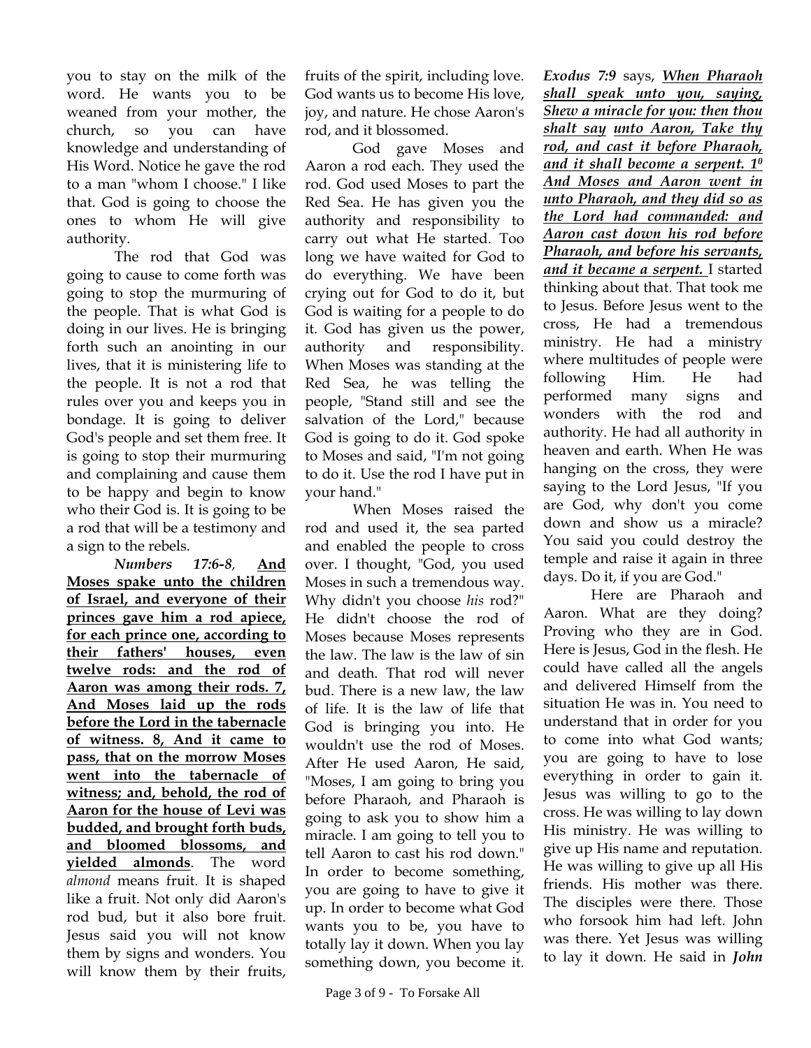you to stay on the milk of the word. He wants you to be weaned from your mother, the church, so you can have knowledge and understanding of His Word. Notice he gave the rod to a man "whom I choose." I like that. God is going to choose the ones to whom He will give authority.

The rod that God was going to cause to come forth was going to stop the murmuring of the people. That is what God is doing in our lives. He is bringing forth such an anointing in our lives, that it is ministering life to the people. It is not a rod that rules over you and keeps you in bondage. It is going to deliver God's people and set them free. It is going to stop their murmuring and complaining and cause them to be happy and begin to know who their God is. It is going to be a rod that will be a testimony and a sign to the rebels.

***Numbers 17:6-8***, **<u>And Moses spake unto the children of Israel, and everyone of their princes gave him a rod apiece, for each prince one, according to their fathers' houses, even twelve rods: and the rod of Aaron was among their rods. 7, And Moses laid up the rods before the Lord in the tabernacle of witness. 8, And it came to pass, that on the morrow Moses went into the tabernacle of witness; and, behold, the rod of Aaron for the house of Levi was budded, and brought forth buds, and bloomed blossoms, and yielded almonds</u>**. The word *almond* means fruit. It is shaped like a fruit. Not only did Aaron's rod bud, but it also bore fruit. Jesus said you will not know them by signs and wonders. You will know them by their fruits, fruits of the spirit, including love. God wants us to become His love, joy, and nature. He chose Aaron's rod, and it blossomed.

God gave Moses and Aaron a rod each. They used the rod. God used Moses to part the Red Sea. He has given you the authority and responsibility to carry out what He started. Too long we have waited for God to do everything. We have been crying out for God to do it, but God is waiting for a people to do it. God has given us the power, authority and responsibility. When Moses was standing at the Red Sea, he was telling the people, "Stand still and see the salvation of the Lord," because God is going to do it. God spoke to Moses and said, "I'm not going to do it. Use the rod I have put in your hand."

When Moses raised the rod and used it, the sea parted and enabled the people to cross over. I thought, "God, you used Moses in such a tremendous way. Why didn't you choose *his* rod?" He didn't choose the rod of Moses because Moses represents the law. The law is the law of sin and death. That rod will never bud. There is a new law, the law of life. It is the law of life that God is bringing you into. He wouldn't use the rod of Moses. After He used Aaron, He said, "Moses, I am going to bring you before Pharaoh, and Pharaoh is going to ask you to show him a miracle. I am going to tell you to tell Aaron to cast his rod down." In order to become something, you are going to have to give it up. In order to become what God wants you to be, you have to totally lay it down. When you lay something down, you become it.

***Exodus 7:9*** says, ***<u>When Pharaoh shall speak unto you, saying, Shew a miracle for you: then thou shalt say unto Aaron, Take thy rod, and cast it before Pharaoh, and it shall become a serpent. 10 And Moses and Aaron went in unto Pharaoh, and they did so as the Lord had commanded: and Aaron cast down his rod before Pharaoh, and before his servants, and it became a serpent.</u>*** I started thinking about that. That took me to Jesus. Before Jesus went to the cross, He had a tremendous ministry. He had a ministry where multitudes of people were following Him. He had performed many signs and wonders with the rod and authority. He had all authority in heaven and earth. When He was hanging on the cross, they were saying to the Lord Jesus, "If you are God, why don't you come down and show us a miracle? You said you could destroy the temple and raise it again in three days. Do it, if you are God."

Here are Pharaoh and Aaron. What are they doing? Proving who they are in God. Here is Jesus, God in the flesh. He could have called all the angels and delivered Himself from the situation He was in. You need to understand that in order for you to come into what God wants; you are going to have to lose everything in order to gain it. Jesus was willing to go to the cross. He was willing to lay down His ministry. He was willing to give up His name and reputation. He was willing to give up all His friends. His mother was there. The disciples were there. Those who forsook him had left. John was there. Yet Jesus was willing to lay it down. He said in ***John***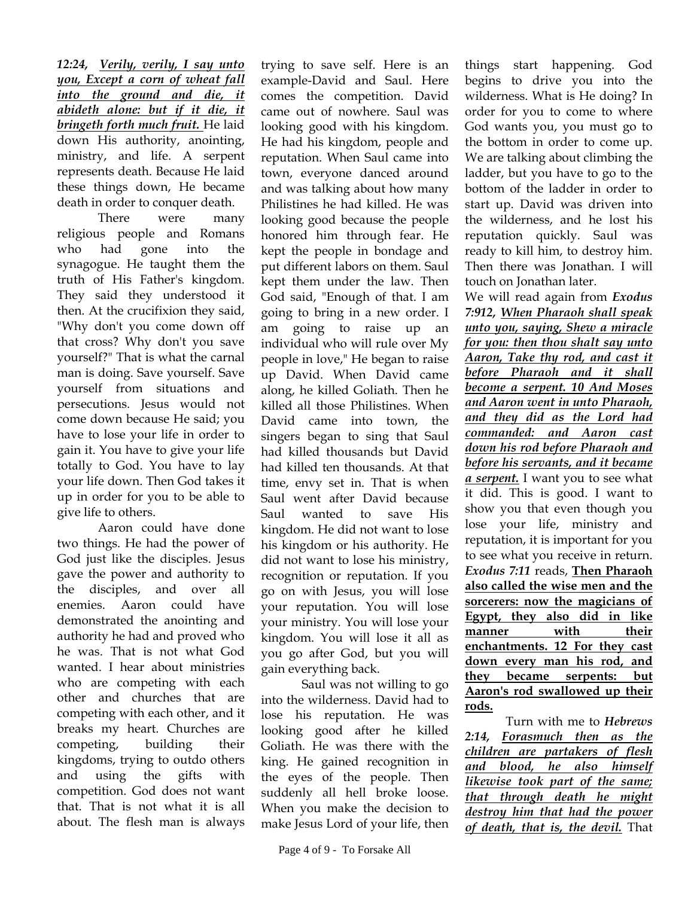***12:24,*** ***<u>Verily, verily, I say unto you, Except a corn of wheat fall into the ground and die, it abideth alone: but if it die, it bringeth forth much fruit.</u>*** He laid down His authority, anointing, ministry, and life. A serpent represents death. Because He laid these things down, He became death in order to conquer death.

There were many religious people and Romans who had gone into the synagogue. He taught them the truth of His Father's kingdom. They said they understood it then. At the crucifixion they said, "Why don't you come down off that cross? Why don't you save yourself?" That is what the carnal man is doing. Save yourself. Save yourself from situations and persecutions. Jesus would not come down because He said; you have to lose your life in order to gain it. You have to give your life totally to God. You have to lay your life down. Then God takes it up in order for you to be able to give life to others.

Aaron could have done two things. He had the power of God just like the disciples. Jesus gave the power and authority to the disciples, and over all enemies. Aaron could have demonstrated the anointing and authority he had and proved who he was. That is not what God wanted. I hear about ministries who are competing with each other and churches that are competing with each other, and it breaks my heart. Churches are competing, building their kingdoms, trying to outdo others and using the gifts with competition. God does not want that. That is not what it is all about. The flesh man is always trying to save self. Here is an example-David and Saul. Here comes the competition. David came out of nowhere. Saul was looking good with his kingdom. He had his kingdom, people and reputation. When Saul came into town, everyone danced around and was talking about how many Philistines he had killed. He was looking good because the people honored him through fear. He kept the people in bondage and put different labors on them. Saul kept them under the law. Then God said, "Enough of that. I am going to bring in a new order. I am going to raise up an individual who will rule over My people in love," He began to raise up David. When David came along, he killed Goliath. Then he killed all those Philistines. When David came into town, the singers began to sing that Saul had killed thousands but David had killed ten thousands. At that time, envy set in. That is when Saul went after David because Saul wanted to save His kingdom. He did not want to lose his kingdom or his authority. He did not want to lose his ministry, recognition or reputation. If you go on with Jesus, you will lose your reputation. You will lose your ministry. You will lose your kingdom. You will lose it all as you go after God, but you will gain everything back.

Saul was not willing to go into the wilderness. David had to lose his reputation. He was looking good after he killed Goliath. He was there with the king. He gained recognition in the eyes of the people. Then suddenly all hell broke loose. When you make the decision to make Jesus Lord of your life, then things start happening. God begins to drive you into the wilderness. What is He doing? In order for you to come to where God wants you, you must go to the bottom in order to come up. We are talking about climbing the ladder, but you have to go to the bottom of the ladder in order to start up. David was driven into the wilderness, and he lost his reputation quickly. Saul was ready to kill him, to destroy him. Then there was Jonathan. I will touch on Jonathan later.

We will read again from ***Exodus 7:912,*** ***<u>When Pharaoh shall speak unto you, saying, Shew a miracle for you: then thou shalt say unto Aaron, Take thy rod, and cast it before Pharaoh and it shall become a serpent. 10 And Moses and Aaron went in unto Pharaoh, and they did as the Lord had commanded: and Aaron cast down his rod before Pharaoh and before his servants, and it became a serpent.</u>*** I want you to see what it did. This is good. I want to show you that even though you lose your life, ministry and reputation, it is important for you to see what you receive in return. ***Exodus 7:11*** reads, **<u>Then Pharaoh also called the wise men and the sorcerers: now the magicians of Egypt, they also did in like manner with their enchantments. 12 For they cast down every man his rod, and they became serpents: but Aaron's rod swallowed up their rods.</u>**

Turn with me to ***Hebrews 2:14,*** ***<u>Forasmuch then as the children are partakers of flesh and blood, he also himself likewise took part of the same; that through death he might destroy him that had the power of death, that is, the devil.</u>*** That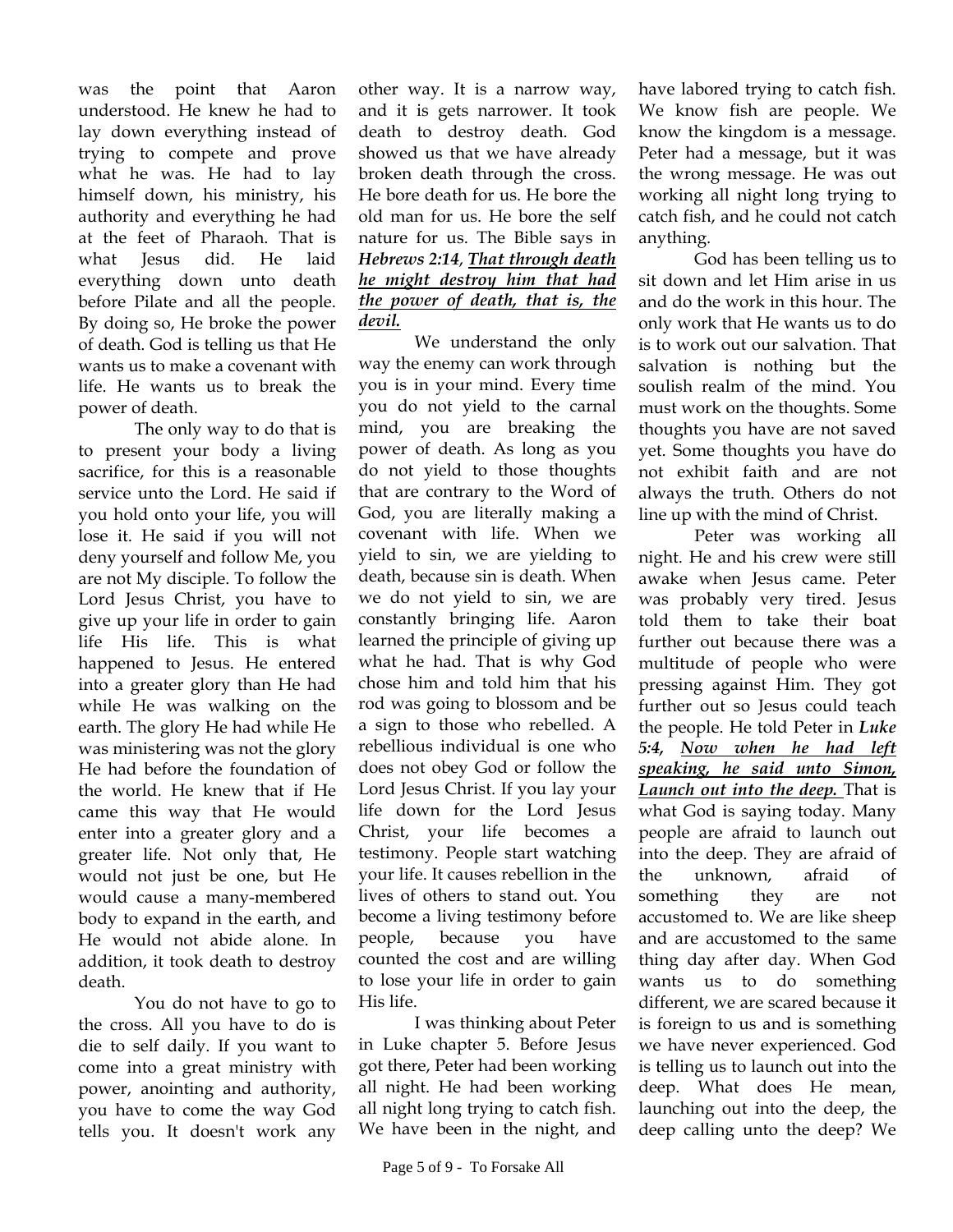was the point that Aaron understood. He knew he had to lay down everything instead of trying to compete and prove what he was. He had to lay himself down, his ministry, his authority and everything he had at the feet of Pharaoh. That is what Jesus did. He laid everything down unto death before Pilate and all the people. By doing so, He broke the power of death. God is telling us that He wants us to make a covenant with life. He wants us to break the power of death.

The only way to do that is to present your body a living sacrifice, for this is a reasonable service unto the Lord. He said if you hold onto your life, you will lose it. He said if you will not deny yourself and follow Me, you are not My disciple. To follow the Lord Jesus Christ, you have to give up your life in order to gain life His life. This is what happened to Jesus. He entered into a greater glory than He had while He was walking on the earth. The glory He had while He was ministering was not the glory He had before the foundation of the world. He knew that if He came this way that He would enter into a greater glory and a greater life. Not only that, He would not just be one, but He would cause a many-membered body to expand in the earth, and He would not abide alone. In addition, it took death to destroy death.

You do not have to go to the cross. All you have to do is die to self daily. If you want to come into a great ministry with power, anointing and authority, you have to come the way God tells you. It doesn't work any other way. It is a narrow way, and it is gets narrower. It took death to destroy death. God showed us that we have already broken death through the cross. He bore death for us. He bore the old man for us. He bore the self nature for us. The Bible says in ***Hebrews 2:14***, ***<u>That through death he might destroy him that had the power of death, that is, the devil.</u>***

We understand the only way the enemy can work through you is in your mind. Every time you do not yield to the carnal mind, you are breaking the power of death. As long as you do not yield to those thoughts that are contrary to the Word of God, you are literally making a covenant with life. When we yield to sin, we are yielding to death, because sin is death. When we do not yield to sin, we are constantly bringing life. Aaron learned the principle of giving up what he had. That is why God chose him and told him that his rod was going to blossom and be a sign to those who rebelled. A rebellious individual is one who does not obey God or follow the Lord Jesus Christ. If you lay your life down for the Lord Jesus Christ, your life becomes a testimony. People start watching your life. It causes rebellion in the lives of others to stand out. You become a living testimony before people, because you have counted the cost and are willing to lose your life in order to gain His life.

I was thinking about Peter in Luke chapter 5. Before Jesus got there, Peter had been working all night. He had been working all night long trying to catch fish. We have been in the night, and have labored trying to catch fish. We know fish are people. We know the kingdom is a message. Peter had a message, but it was the wrong message. He was out working all night long trying to catch fish, and he could not catch anything.

God has been telling us to sit down and let Him arise in us and do the work in this hour. The only work that He wants us to do is to work out our salvation. That salvation is nothing but the soulish realm of the mind. You must work on the thoughts. Some thoughts you have are not saved yet. Some thoughts you have do not exhibit faith and are not always the truth. Others do not line up with the mind of Christ.

Peter was working all night. He and his crew were still awake when Jesus came. Peter was probably very tired. Jesus told them to take their boat further out because there was a multitude of people who were pressing against Him. They got further out so Jesus could teach the people. He told Peter in ***Luke 5:4***, ***<u>Now when he had left speaking, he said unto Simon, Launch out into the deep.</u>*** That is what God is saying today. Many people are afraid to launch out into the deep. They are afraid of the unknown, afraid of something they are not accustomed to. We are like sheep and are accustomed to the same thing day after day. When God wants us to do something different, we are scared because it is foreign to us and is something we have never experienced. God is telling us to launch out into the deep. What does He mean, launching out into the deep, the deep calling unto the deep? We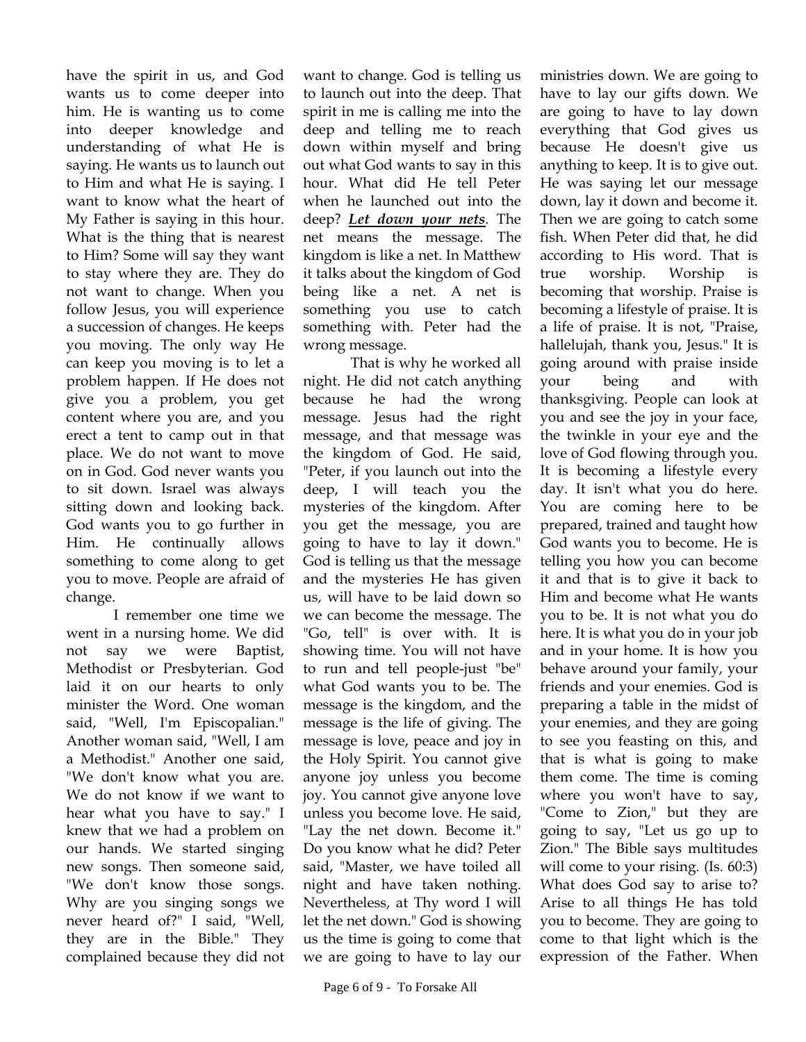have the spirit in us, and God wants us to come deeper into him. He is wanting us to come into deeper knowledge and understanding of what He is saying. He wants us to launch out to Him and what He is saying. I want to know what the heart of My Father is saying in this hour. What is the thing that is nearest to Him? Some will say they want to stay where they are. They do not want to change. When you follow Jesus, you will experience a succession of changes. He keeps you moving. The only way He can keep you moving is to let a problem happen. If He does not give you a problem, you get content where you are, and you erect a tent to camp out in that place. We do not want to move on in God. God never wants you to sit down. Israel was always sitting down and looking back. God wants you to go further in Him. He continually allows something to come along to get you to move. People are afraid of change.

I remember one time we went in a nursing home. We did not say we were Baptist, Methodist or Presbyterian. God laid it on our hearts to only minister the Word. One woman said, "Well, I'm Episcopalian." Another woman said, "Well, I am a Methodist." Another one said, "We don't know what you are. We do not know if we want to hear what you have to say." I knew that we had a problem on our hands. We started singing new songs. Then someone said, "We don't know those songs. Why are you singing songs we never heard of?" I said, "Well, they are in the Bible." They complained because they did not want to change. God is telling us to launch out into the deep. That spirit in me is calling me into the deep and telling me to reach down within myself and bring out what God wants to say in this hour. What did He tell Peter when he launched out into the deep? ***Let down your nets***. The net means the message. The kingdom is like a net. In Matthew it talks about the kingdom of God being like a net. A net is something you use to catch something with. Peter had the wrong message.

That is why he worked all night. He did not catch anything because he had the wrong message. Jesus had the right message, and that message was the kingdom of God. He said, "Peter, if you launch out into the deep, I will teach you the mysteries of the kingdom. After you get the message, you are going to have to lay it down." God is telling us that the message and the mysteries He has given us, will have to be laid down so we can become the message. The "Go, tell" is over with. It is showing time. You will not have to run and tell people-just "be" what God wants you to be. The message is the kingdom, and the message is the life of giving. The message is love, peace and joy in the Holy Spirit. You cannot give anyone joy unless you become joy. You cannot give anyone love unless you become love. He said, "Lay the net down. Become it." Do you know what he did? Peter said, "Master, we have toiled all night and have taken nothing. Nevertheless, at Thy word I will let the net down." God is showing us the time is going to come that we are going to have to lay our ministries down. We are going to have to lay our gifts down. We are going to have to lay down everything that God gives us because He doesn't give us anything to keep. It is to give out. He was saying let our message down, lay it down and become it. Then we are going to catch some fish. When Peter did that, he did according to His word. That is true worship. Worship is becoming that worship. Praise is becoming a lifestyle of praise. It is a life of praise. It is not, "Praise, hallelujah, thank you, Jesus." It is going around with praise inside your being and with thanksgiving. People can look at you and see the joy in your face, the twinkle in your eye and the love of God flowing through you. It is becoming a lifestyle every day. It isn't what you do here. You are coming here to be prepared, trained and taught how God wants you to become. He is telling you how you can become it and that is to give it back to Him and become what He wants you to be. It is not what you do here. It is what you do in your job and in your home. It is how you behave around your family, your friends and your enemies. God is preparing a table in the midst of your enemies, and they are going to see you feasting on this, and that is what is going to make them come. The time is coming where you won't have to say, "Come to Zion," but they are going to say, "Let us go up to Zion." The Bible says multitudes will come to your rising. (Is. 60:3) What does God say to arise to? Arise to all things He has told you to become. They are going to come to that light which is the expression of the Father. When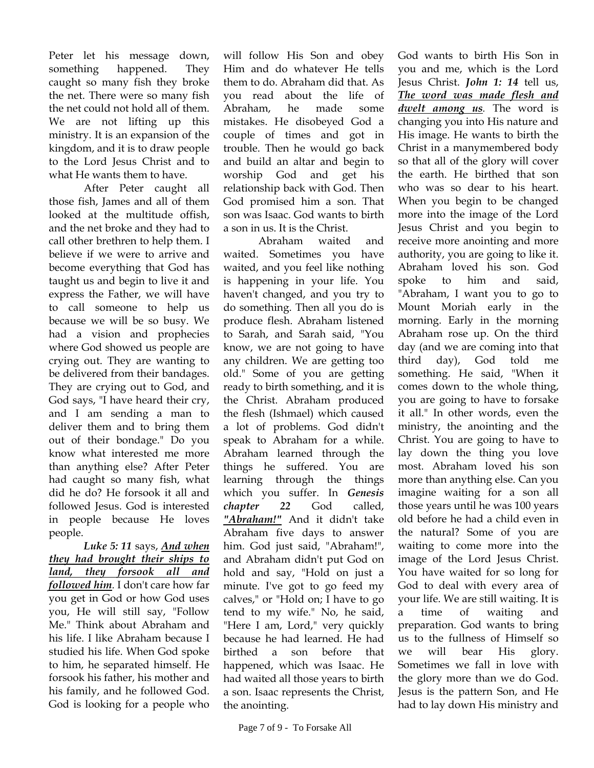Peter let his message down, something happened. They caught so many fish they broke the net. There were so many fish the net could not hold all of them. We are not lifting up this ministry. It is an expansion of the kingdom, and it is to draw people to the Lord Jesus Christ and to what He wants them to have.

After Peter caught all those fish, James and all of them looked at the multitude offish, and the net broke and they had to call other brethren to help them. I believe if we were to arrive and become everything that God has taught us and begin to live it and express the Father, we will have to call someone to help us because we will be so busy. We had a vision and prophecies where God showed us people are crying out. They are wanting to be delivered from their bandages. They are crying out to God, and God says, "I have heard their cry, and I am sending a man to deliver them and to bring them out of their bondage." Do you know what interested me more than anything else? After Peter had caught so many fish, what did he do? He forsook it all and followed Jesus. God is interested in people because He loves people.

***Luke 5: 11*** says, ***<u>And when they had brought their ships to land, they forsook all and followed him</u>***. I don't care how far you get in God or how God uses you, He will still say, "Follow Me." Think about Abraham and his life. I like Abraham because I studied his life. When God spoke to him, he separated himself. He forsook his father, his mother and his family, and he followed God. God is looking for a people who will follow His Son and obey Him and do whatever He tells them to do. Abraham did that. As you read about the life of Abraham, he made some mistakes. He disobeyed God a couple of times and got in trouble. Then he would go back and build an altar and begin to worship God and get his relationship back with God. Then God promised him a son. That son was Isaac. God wants to birth a son in us. It is the Christ.

Abraham waited and waited. Sometimes you have waited, and you feel like nothing is happening in your life. You haven't changed, and you try to do something. Then all you do is produce flesh. Abraham listened to Sarah, and Sarah said, "You know, we are not going to have any children. We are getting too old." Some of you are getting ready to birth something, and it is the Christ. Abraham produced the flesh (Ishmael) which caused a lot of problems. God didn't speak to Abraham for a while. Abraham learned through the things he suffered. You are learning through the things which you suffer. In ***Genesis chapter 22*** God called, ***<u>"Abraham!"</u>*** And it didn't take Abraham five days to answer him. God just said, "Abraham!", and Abraham didn't put God on hold and say, "Hold on just a minute. I've got to go feed my calves," or "Hold on; I have to go tend to my wife." No, he said, "Here I am, Lord," very quickly because he had learned. He had birthed a son before that happened, which was Isaac. He had waited all those years to birth a son. Isaac represents the Christ, the anointing.

God wants to birth His Son in you and me, which is the Lord Jesus Christ. ***John 1: 14*** tell us, ***<u>The word was made flesh and dwelt among us</u>***. The word is changing you into His nature and His image. He wants to birth the Christ in a manymembered body so that all of the glory will cover the earth. He birthed that son who was so dear to his heart. When you begin to be changed more into the image of the Lord Jesus Christ and you begin to receive more anointing and more authority, you are going to like it. Abraham loved his son. God spoke to him and said, "Abraham, I want you to go to Mount Moriah early in the morning. Early in the morning Abraham rose up. On the third day (and we are coming into that third day), God told me something. He said, "When it comes down to the whole thing, you are going to have to forsake it all." In other words, even the ministry, the anointing and the Christ. You are going to have to lay down the thing you love most. Abraham loved his son more than anything else. Can you imagine waiting for a son all those years until he was 100 years old before he had a child even in the natural? Some of you are waiting to come more into the image of the Lord Jesus Christ. You have waited for so long for God to deal with every area of your life. We are still waiting. It is a time of waiting and preparation. God wants to bring us to the fullness of Himself so we will bear His glory. Sometimes we fall in love with the glory more than we do God. Jesus is the pattern Son, and He had to lay down His ministry and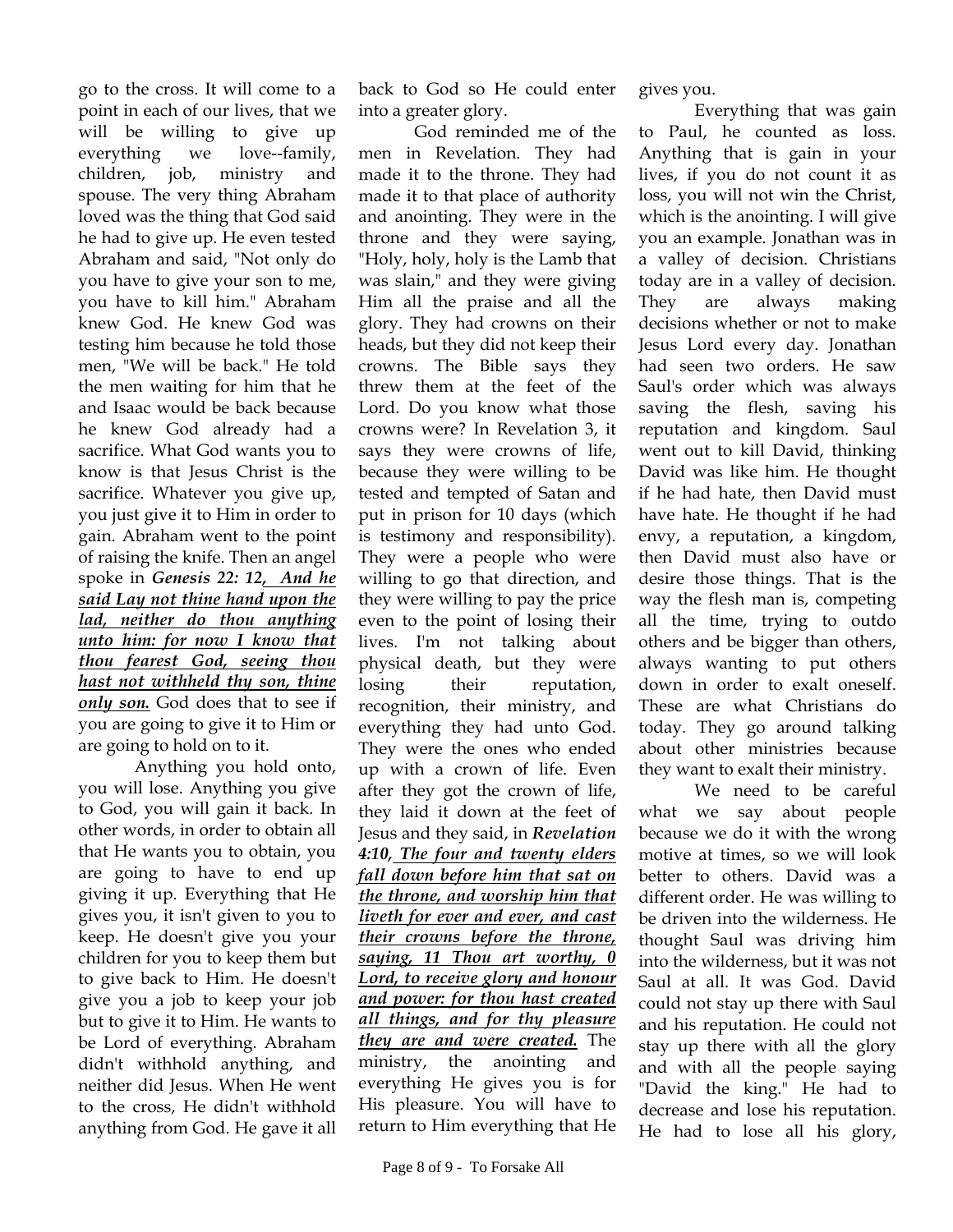go to the cross. It will come to a point in each of our lives, that we will be willing to give up everything we love--family, children, job, ministry and spouse. The very thing Abraham loved was the thing that God said he had to give up. He even tested Abraham and said, "Not only do you have to give your son to me, you have to kill him." Abraham knew God. He knew God was testing him because he told those men, "We will be back." He told the men waiting for him that he and Isaac would be back because he knew God already had a sacrifice. What God wants you to know is that Jesus Christ is the sacrifice. Whatever you give up, you just give it to Him in order to gain. Abraham went to the point of raising the knife. Then an angel spoke in ***Genesis 22: 12, <u>And he said Lay not thine hand upon the lad, neither do thou anything unto him: for now I know that thou fearest God, seeing thou hast not withheld thy son, thine only son.</u>*** God does that to see if you are going to give it to Him or are going to hold on to it.

Anything you hold onto, you will lose. Anything you give to God, you will gain it back. In other words, in order to obtain all that He wants you to obtain, you are going to have to end up giving it up. Everything that He gives you, it isn't given to you to keep. He doesn't give you your children for you to keep them but to give back to Him. He doesn't give you a job to keep your job but to give it to Him. He wants to be Lord of everything. Abraham didn't withhold anything, and neither did Jesus. When He went to the cross, He didn't withhold anything from God. He gave it all back to God so He could enter into a greater glory.

God reminded me of the men in Revelation. They had made it to the throne. They had made it to that place of authority and anointing. They were in the throne and they were saying, "Holy, holy, holy is the Lamb that was slain," and they were giving Him all the praise and all the glory. They had crowns on their heads, but they did not keep their crowns. The Bible says they threw them at the feet of the Lord. Do you know what those crowns were? In Revelation 3, it says they were crowns of life, because they were willing to be tested and tempted of Satan and put in prison for 10 days (which is testimony and responsibility). They were a people who were willing to go that direction, and they were willing to pay the price even to the point of losing their lives. I'm not talking about physical death, but they were losing their reputation, recognition, their ministry, and everything they had unto God. They were the ones who ended up with a crown of life. Even after they got the crown of life, they laid it down at the feet of Jesus and they said, in ***Revelation 4:10, <u>The four and twenty elders fall down before him that sat on the throne, and worship him that liveth for ever and ever, and cast their crowns before the throne, saying, 11 Thou art worthy, 0 Lord, to receive glory and honour and power: for thou hast created all things, and for thy pleasure they are and were created.</u>*** The ministry, the anointing and everything He gives you is for His pleasure. You will have to return to Him everything that He gives you.

Everything that was gain to Paul, he counted as loss. Anything that is gain in your lives, if you do not count it as loss, you will not win the Christ, which is the anointing. I will give you an example. Jonathan was in a valley of decision. Christians today are in a valley of decision. They are always making decisions whether or not to make Jesus Lord every day. Jonathan had seen two orders. He saw Saul's order which was always saving the flesh, saving his reputation and kingdom. Saul went out to kill David, thinking David was like him. He thought if he had hate, then David must have hate. He thought if he had envy, a reputation, a kingdom, then David must also have or desire those things. That is the way the flesh man is, competing all the time, trying to outdo others and be bigger than others, always wanting to put others down in order to exalt oneself. These are what Christians do today. They go around talking about other ministries because they want to exalt their ministry.

We need to be careful what we say about people because we do it with the wrong motive at times, so we will look better to others. David was a different order. He was willing to be driven into the wilderness. He thought Saul was driving him into the wilderness, but it was not Saul at all. It was God. David could not stay up there with Saul and his reputation. He could not stay up there with all the glory and with all the people saying "David the king." He had to decrease and lose his reputation. He had to lose all his glory,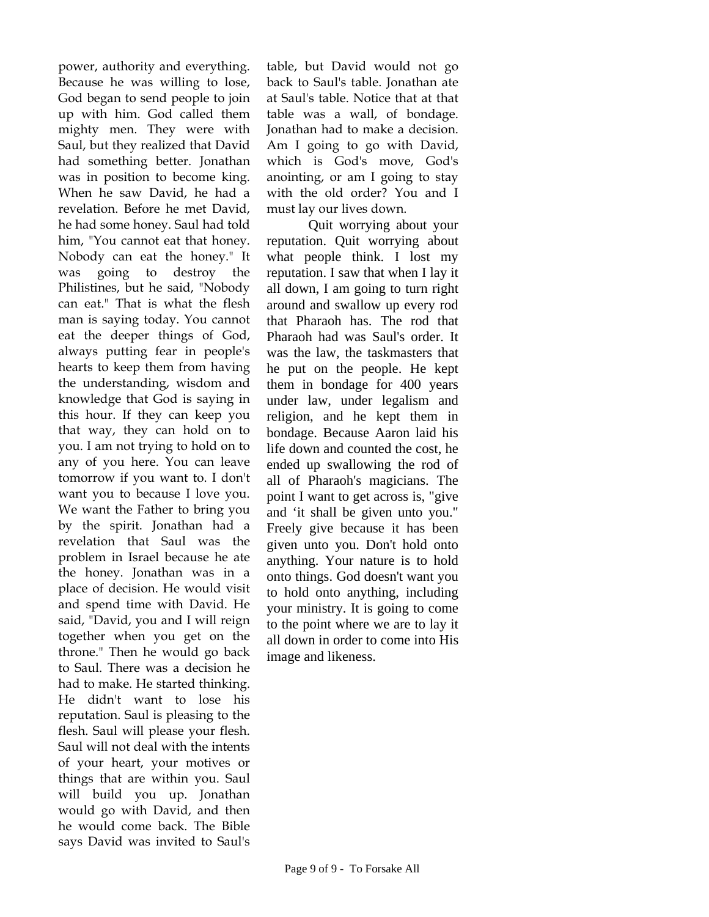power, authority and everything. Because he was willing to lose, God began to send people to join up with him. God called them mighty men. They were with Saul, but they realized that David had something better. Jonathan was in position to become king. When he saw David, he had a revelation. Before he met David, he had some honey. Saul had told him, "You cannot eat that honey. Nobody can eat the honey." It was going to destroy the Philistines, but he said, "Nobody can eat." That is what the flesh man is saying today. You cannot eat the deeper things of God, always putting fear in people's hearts to keep them from having the understanding, wisdom and knowledge that God is saying in this hour. If they can keep you that way, they can hold on to you. I am not trying to hold on to any of you here. You can leave tomorrow if you want to. I don't want you to because I love you. We want the Father to bring you by the spirit. Jonathan had a revelation that Saul was the problem in Israel because he ate the honey. Jonathan was in a place of decision. He would visit and spend time with David. He said, "David, you and I will reign together when you get on the throne." Then he would go back to Saul. There was a decision he had to make. He started thinking. He didn't want to lose his reputation. Saul is pleasing to the flesh. Saul will please your flesh. Saul will not deal with the intents of your heart, your motives or things that are within you. Saul will build you up. Jonathan would go with David, and then he would come back. The Bible says David was invited to Saul's table, but David would not go back to Saul's table. Jonathan ate at Saul's table. Notice that at that table was a wall, of bondage. Jonathan had to make a decision. Am I going to go with David, which is God's move, God's anointing, or am I going to stay with the old order? You and I must lay our lives down.

Quit worrying about your reputation. Quit worrying about what people think. I lost my reputation. I saw that when I lay it all down, I am going to turn right around and swallow up every rod that Pharaoh has. The rod that Pharaoh had was Saul's order. It was the law, the taskmasters that he put on the people. He kept them in bondage for 400 years under law, under legalism and religion, and he kept them in bondage. Because Aaron laid his life down and counted the cost, he ended up swallowing the rod of all of Pharaoh's magicians. The point I want to get across is, "give and 'it shall be given unto you." Freely give because it has been given unto you. Don't hold onto anything. Your nature is to hold onto things. God doesn't want you to hold onto anything, including your ministry. It is going to come to the point where we are to lay it all down in order to come into His image and likeness.